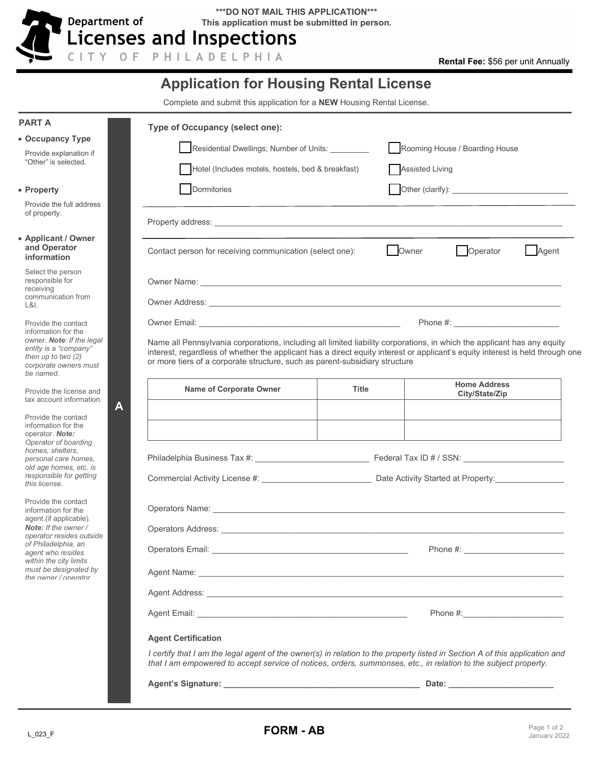***DO NOT MAIL THIS APPLICATION***
**This application must be submitted in person.**

Department of Licenses and Inspections
CITY OF PHILADELPHIA

**Rental Fee:** $56 per unit Annually

# Application for Housing Rental License

Complete and submit this application for a **NEW** Housing Rental License.

## PART A

- **Occupancy Type**

  Provide explanation if "Other" is selected.

- **Property**

  Provide the full address of property.

- **Applicant / Owner and Operator information**

  Select the person responsible for receiving communication from L&I.

  Provide the contact information for the owner. ***Note**: If the legal entity is a "company" then up to two (2) corporate owners must be named.*

  Provide the license and tax account information.

  Provide the contact information for the operator. ***Note:** Operator of boarding homes, shelters, personal care homes, old age homes, etc. is responsible for getting this license.*

  Provide the contact information for the agent.(if applicable). ***Note:** If the owner / operator resides outside of Philadelphia, an agent who resides within the city limits must be designated by the owner / operator*

**A**

**Type of Occupancy (select one):**

- ☐ Residential Dwellings; Number of Units: _________
- ☐ Rooming House / Boarding House
- ☐ Hotel (Includes motels, hostels, bed & breakfast)
- ☐ Assisted Living
- ☐ Dormitories
- ☐ Other (clarify): __________________________

Property address: ______________________________________________________________________________

Contact person for receiving communication (select one): ☐ Owner ☐ Operator ☐ Agent

Owner Name: ______________________________________________________________________________

Owner Address: ____________________________________________________________________________

Owner Email: _____________________________________________ Phone #: _______________________

Name all Pennsylvania corporations, including all limited liability corporations, in which the applicant has any equity interest, regardless of whether the applicant has a direct equity interest or applicant's equity interest is held through one or more tiers of a corporate structure, such as parent-subsidiary structure

| Name of Corporate Owner | Title | Home Address City/State/Zip |
|---|---|---|
| | | |
| | | |

Philadelphia Business Tax #: _________________________ Federal Tax ID # / SSN: ______________________

Commercial Activity License #: ________________________ Date Activity Started at Property: _______________

Operators Name: ____________________________________________________________________________

Operators Address: __________________________________________________________________________

Operators Email: ____________________________________________ Phone #: ______________________

Agent Name: _______________________________________________________________________________

Agent Address: _____________________________________________________________________________

Agent Email: _______________________________________________ Phone #: ______________________

**Agent Certification**

*I certify that I am the legal agent of the owner(s) in relation to the property listed in Section A of this application and that I am empowered to accept service of notices, orders, summonses, etc., in relation to the subject property.*

**Agent's Signature: ___________________________________________ Date: _______________________**

L_023_F

**FORM - AB**

January 2022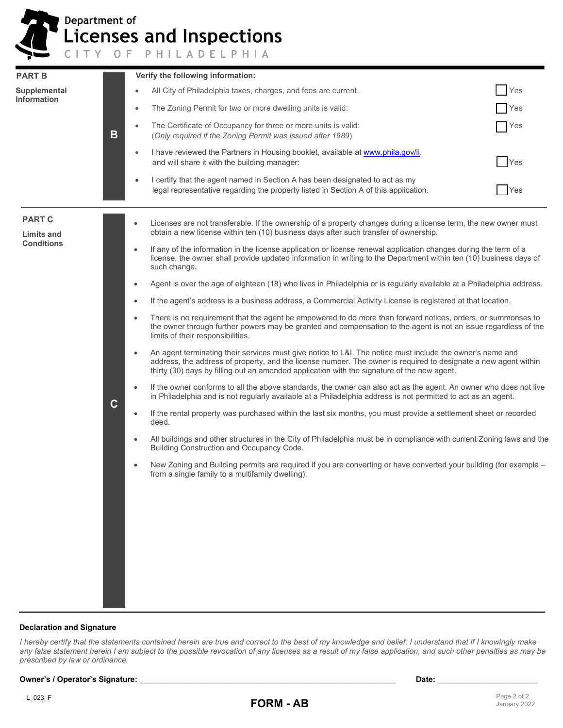# Department of Licenses and Inspections

CITY OF PHILADELPHIA

## PART B — Supplemental Information

**Verify the following information:**

- All City of Philadelphia taxes, charges, and fees are current. ☐ Yes
- The Zoning Permit for two or more dwelling units is valid: ☐ Yes
- The Certificate of Occupancy for three or more units is valid: (*Only required if the Zoning Permit was issued after 1989*) ☐ Yes
- I have reviewed the Partners in Housing booklet, available at www.phila.gov/li, and will share it with the building manager: ☐ Yes
- I certify that the agent named in Section A has been designated to act as my legal representative regarding the property listed in Section A of this application. ☐ Yes

## PART C — Limits and Conditions

- Licenses are not transferable. If the ownership of a property changes during a license term, the new owner must obtain a new license within ten (10) business days after such transfer of ownership.
- If any of the information in the license application or license renewal application changes during the term of a license, the owner shall provide updated information in writing to the Department within ten (10) business days of such change.
- Agent is over the age of eighteen (18) who lives in Philadelphia or is regularly available at a Philadelphia address.
- If the agent's address is a business address, a Commercial Activity License is registered at that location.
- There is no requirement that the agent be empowered to do more than forward notices, orders, or summonses to the owner through further powers may be granted and compensation to the agent is not an issue regardless of the limits of their responsibilities.
- An agent terminating their services must give notice to L&I. The notice must include the owner's name and address, the address of property, and the license number. The owner is required to designate a new agent within thirty (30) days by filling out an amended application with the signature of the new agent.
- If the owner conforms to all the above standards, the owner can also act as the agent. An owner who does not live in Philadelphia and is not regularly available at a Philadelphia address is not permitted to act as an agent.
- If the rental property was purchased within the last six months, you must provide a settlement sheet or recorded deed.
- All buildings and other structures in the City of Philadelphia must be in compliance with current Zoning laws and the Building Construction and Occupancy Code.
- New Zoning and Building permits are required if you are converting or have converted your building (for example – from a single family to a multifamily dwelling).

### Declaration and Signature

*I hereby certify that the statements contained herein are true and correct to the best of my knowledge and belief. I understand that if I knowingly make any false statement herein I am subject to the possible revocation of any licenses as a result of my false application, and such other penalties as may be prescribed by law or ordinance.*

**Owner's / Operator's Signature:** ______________________________ **Date:** ______________

L_023_F

**FORM - AB**

January 2022